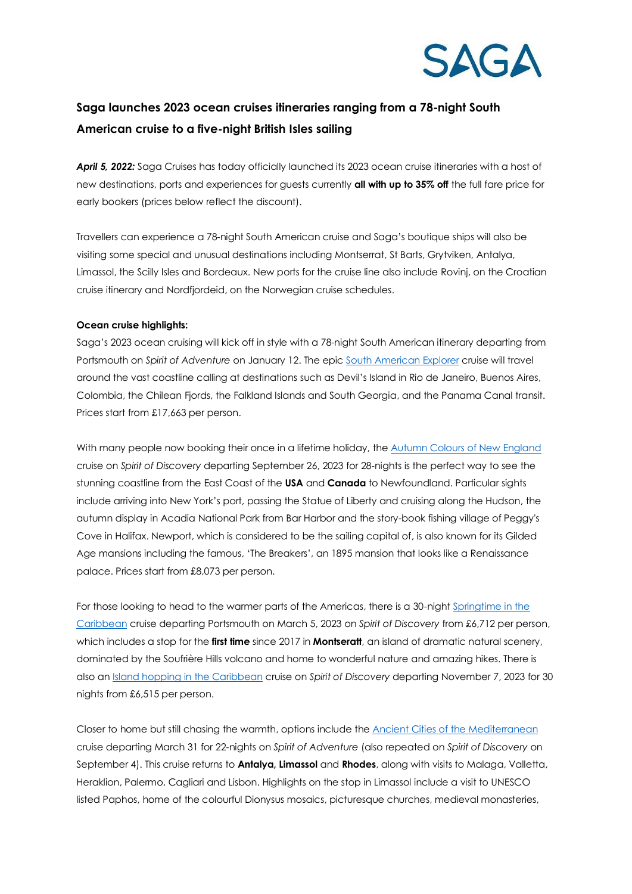SAGA

## Saga launches 2023 ocean cruises itineraries ranging from a 78-night South American cruise to a five-night British Isles sailing

***April 5, 2022:*** Saga Cruises has today officially launched its 2023 ocean cruise itineraries with a host of new destinations, ports and experiences for guests currently **all with up to 35% off** the full fare price for early bookers (prices below reflect the discount).

Travellers can experience a 78-night South American cruise and Saga's boutique ships will also be visiting some special and unusual destinations including Montserrat, St Barts, Grytviken, Antalya, Limassol, the Scilly Isles and Bordeaux. New ports for the cruise line also include Rovinj, on the Croatian cruise itinerary and Nordfjordeid, on the Norwegian cruise schedules.

**Ocean cruise highlights:**

Saga's 2023 ocean cruising will kick off in style with a 78-night South American itinerary departing from Portsmouth on *Spirit of Adventure* on January 12. The epic South American Explorer cruise will travel around the vast coastline calling at destinations such as Devil's Island in Rio de Janeiro, Buenos Aires, Colombia, the Chilean Fjords, the Falkland Islands and South Georgia, and the Panama Canal transit. Prices start from £17,663 per person.

With many people now booking their once in a lifetime holiday, the Autumn Colours of New England cruise on *Spirit of Discovery* departing September 26, 2023 for 28-nights is the perfect way to see the stunning coastline from the East Coast of the **USA** and **Canada** to Newfoundland. Particular sights include arriving into New York's port, passing the Statue of Liberty and cruising along the Hudson, the autumn display in Acadia National Park from Bar Harbor and the story-book fishing village of Peggy's Cove in Halifax. Newport, which is considered to be the sailing capital of, is also known for its Gilded Age mansions including the famous, 'The Breakers', an 1895 mansion that looks like a Renaissance palace. Prices start from £8,073 per person.

For those looking to head to the warmer parts of the Americas, there is a 30-night Springtime in the Caribbean cruise departing Portsmouth on March 5, 2023 on *Spirit of Discovery* from £6,712 per person, which includes a stop for the **first time** since 2017 in **Montserratt**, an island of dramatic natural scenery, dominated by the Soufrière Hills volcano and home to wonderful nature and amazing hikes. There is also an Island hopping in the Caribbean cruise on *Spirit of Discovery* departing November 7, 2023 for 30 nights from £6,515 per person.

Closer to home but still chasing the warmth, options include the Ancient Cities of the Mediterranean cruise departing March 31 for 22-nights on *Spirit of Adventure* (also repeated on *Spirit of Discovery* on September 4). This cruise returns to **Antalya, Limassol** and **Rhodes**, along with visits to Malaga, Valletta, Heraklion, Palermo, Cagliari and Lisbon. Highlights on the stop in Limassol include a visit to UNESCO listed Paphos, home of the colourful Dionysus mosaics, picturesque churches, medieval monasteries,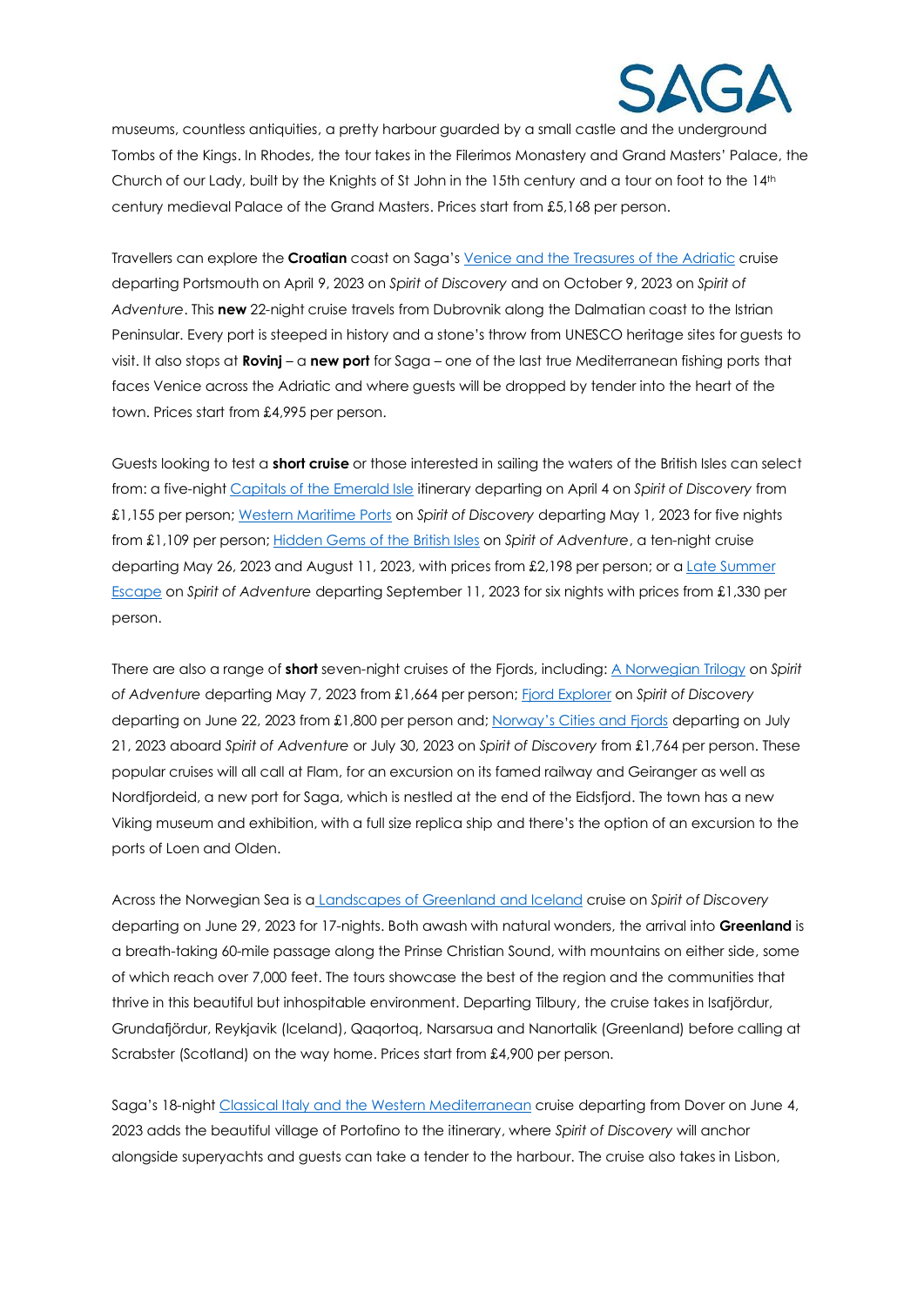museums, countless antiquities, a pretty harbour guarded by a small castle and the underground Tombs of the Kings. In Rhodes, the tour takes in the Filerimos Monastery and Grand Masters' Palace, the Church of our Lady, built by the Knights of St John in the 15th century and a tour on foot to the 14th century medieval Palace of the Grand Masters. Prices start from £5,168 per person.

Travellers can explore the **Croatian** coast on Saga's [Venice and the Treasures of the Adriatic]() cruise departing Portsmouth on April 9, 2023 on *Spirit of Discovery* and on October 9, 2023 on *Spirit of Adventure*. This **new** 22-night cruise travels from Dubrovnik along the Dalmatian coast to the Istrian Peninsular. Every port is steeped in history and a stone's throw from UNESCO heritage sites for guests to visit. It also stops at **Rovinj** – a **new port** for Saga – one of the last true Mediterranean fishing ports that faces Venice across the Adriatic and where guests will be dropped by tender into the heart of the town. Prices start from £4,995 per person.

Guests looking to test a **short cruise** or those interested in sailing the waters of the British Isles can select from: a five-night [Capitals of the Emerald Isle]() itinerary departing on April 4 on *Spirit of Discovery* from £1,155 per person; [Western Maritime Ports]() on *Spirit of Discovery* departing May 1, 2023 for five nights from £1,109 per person; [Hidden Gems of the British Isles]() on *Spirit of Adventure*, a ten-night cruise departing May 26, 2023 and August 11, 2023, with prices from £2,198 per person; or a [Late Summer Escape]() on *Spirit of Adventure* departing September 11, 2023 for six nights with prices from £1,330 per person.

There are also a range of **short** seven-night cruises of the Fjords, including: [A Norwegian Trilogy]() on *Spirit of Adventure* departing May 7, 2023 from £1,664 per person; [Fjord Explorer]() on *Spirit of Discovery* departing on June 22, 2023 from £1,800 per person and; [Norway's Cities and Fjords]() departing on July 21, 2023 aboard *Spirit of Adventure* or July 30, 2023 on *Spirit of Discovery* from £1,764 per person. These popular cruises will all call at Flam, for an excursion on its famed railway and Geiranger as well as Nordfjordeid, a new port for Saga, which is nestled at the end of the Eidsfjord. The town has a new Viking museum and exhibition, with a full size replica ship and there's the option of an excursion to the ports of Loen and Olden.

Across the Norwegian Sea is a [Landscapes of Greenland and Iceland]() cruise on *Spirit of Discovery* departing on June 29, 2023 for 17-nights. Both awash with natural wonders, the arrival into **Greenland** is a breath-taking 60-mile passage along the Prinse Christian Sound, with mountains on either side, some of which reach over 7,000 feet. The tours showcase the best of the region and the communities that thrive in this beautiful but inhospitable environment. Departing Tilbury, the cruise takes in Isafjördur, Grundafjördur, Reykjavik (Iceland), Qaqortoq, Narsarsua and Nanortalik (Greenland) before calling at Scrabster (Scotland) on the way home. Prices start from £4,900 per person.

Saga's 18-night [Classical Italy and the Western Mediterranean]() cruise departing from Dover on June 4, 2023 adds the beautiful village of Portofino to the itinerary, where *Spirit of Discovery* will anchor alongside superyachts and guests can take a tender to the harbour. The cruise also takes in Lisbon,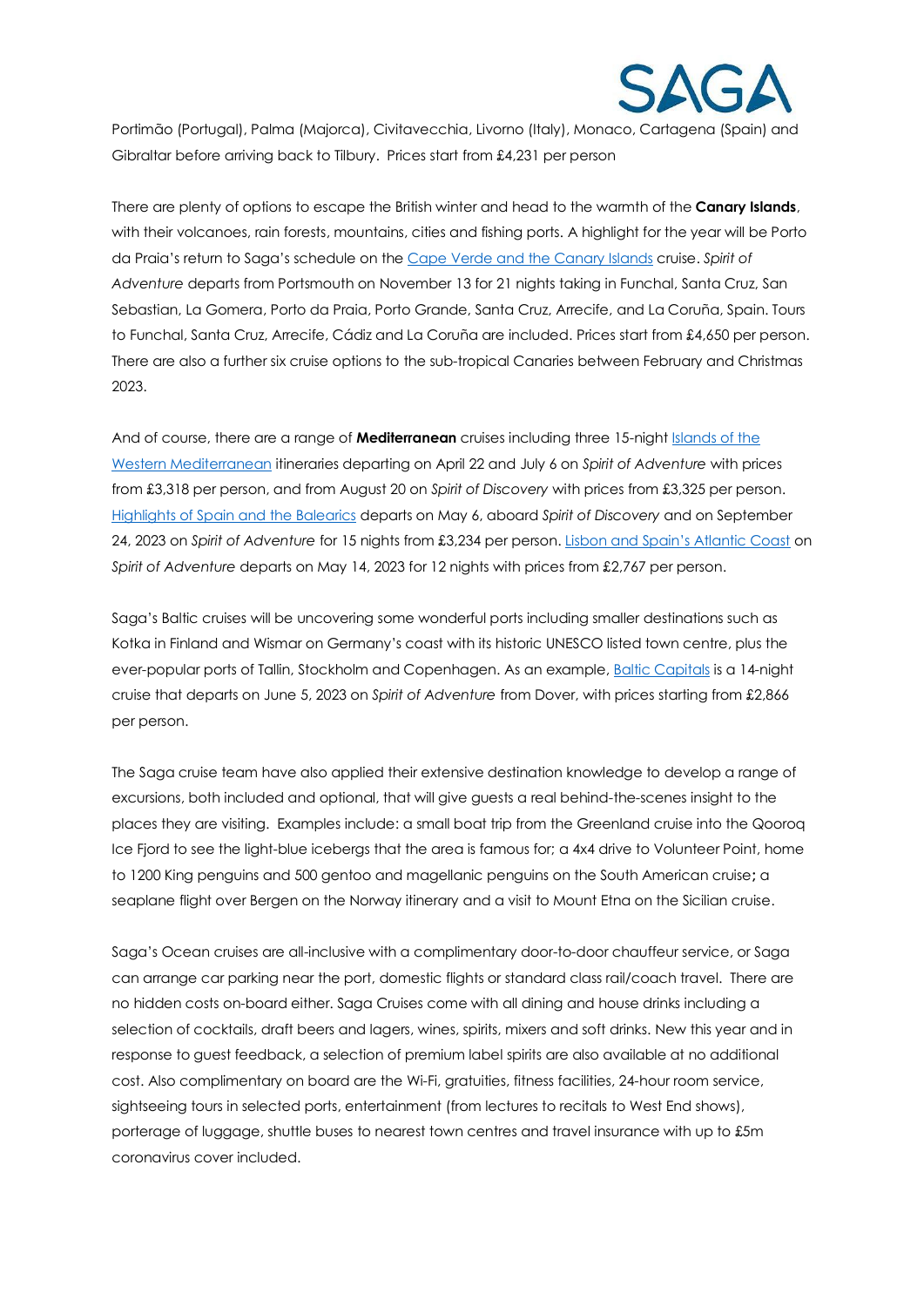Portimão (Portugal), Palma (Majorca), Civitavecchia, Livorno (Italy), Monaco, Cartagena (Spain) and Gibraltar before arriving back to Tilbury. Prices start from £4,231 per person

There are plenty of options to escape the British winter and head to the warmth of the **Canary Islands**, with their volcanoes, rain forests, mountains, cities and fishing ports. A highlight for the year will be Porto da Praia's return to Saga's schedule on the Cape Verde and the Canary Islands cruise. *Spirit of Adventure* departs from Portsmouth on November 13 for 21 nights taking in Funchal, Santa Cruz, San Sebastian, La Gomera, Porto da Praia, Porto Grande, Santa Cruz, Arrecife, and La Coruña, Spain. Tours to Funchal, Santa Cruz, Arrecife, Cádiz and La Coruña are included. Prices start from £4,650 per person. There are also a further six cruise options to the sub-tropical Canaries between February and Christmas 2023.

And of course, there are a range of **Mediterranean** cruises including three 15-night Islands of the Western Mediterranean itineraries departing on April 22 and July 6 on *Spirit of Adventure* with prices from £3,318 per person, and from August 20 on *Spirit of Discovery* with prices from £3,325 per person. Highlights of Spain and the Balearics departs on May 6, aboard *Spirit of Discovery* and on September 24, 2023 on *Spirit of Adventure* for 15 nights from £3,234 per person. Lisbon and Spain's Atlantic Coast on *Spirit of Adventure* departs on May 14, 2023 for 12 nights with prices from £2,767 per person.

Saga's Baltic cruises will be uncovering some wonderful ports including smaller destinations such as Kotka in Finland and Wismar on Germany's coast with its historic UNESCO listed town centre, plus the ever-popular ports of Tallin, Stockholm and Copenhagen. As an example, Baltic Capitals is a 14-night cruise that departs on June 5, 2023 on *Spirit of Adventure* from Dover, with prices starting from £2,866 per person.

The Saga cruise team have also applied their extensive destination knowledge to develop a range of excursions, both included and optional, that will give guests a real behind-the-scenes insight to the places they are visiting. Examples include: a small boat trip from the Greenland cruise into the Qooroq Ice Fjord to see the light-blue icebergs that the area is famous for; a 4x4 drive to Volunteer Point, home to 1200 King penguins and 500 gentoo and magellanic penguins on the South American cruise**;** a seaplane flight over Bergen on the Norway itinerary and a visit to Mount Etna on the Sicilian cruise.

Saga's Ocean cruises are all-inclusive with a complimentary door-to-door chauffeur service, or Saga can arrange car parking near the port, domestic flights or standard class rail/coach travel. There are no hidden costs on-board either. Saga Cruises come with all dining and house drinks including a selection of cocktails, draft beers and lagers, wines, spirits, mixers and soft drinks. New this year and in response to guest feedback, a selection of premium label spirits are also available at no additional cost. Also complimentary on board are the Wi-Fi, gratuities, fitness facilities, 24-hour room service, sightseeing tours in selected ports, entertainment (from lectures to recitals to West End shows), porterage of luggage, shuttle buses to nearest town centres and travel insurance with up to £5m coronavirus cover included.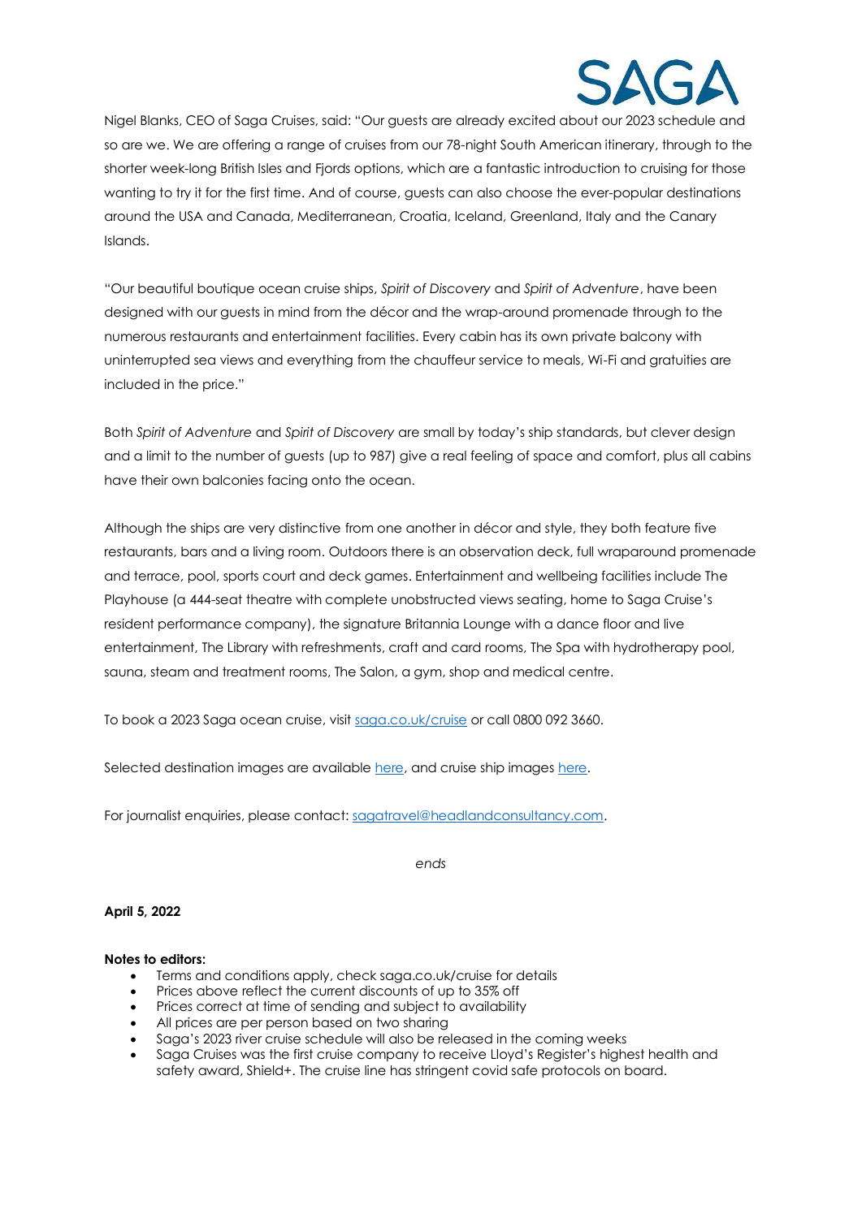Nigel Blanks, CEO of Saga Cruises, said: "Our guests are already excited about our 2023 schedule and so are we. We are offering a range of cruises from our 78-night South American itinerary, through to the shorter week-long British Isles and Fjords options, which are a fantastic introduction to cruising for those wanting to try it for the first time. And of course, guests can also choose the ever-popular destinations around the USA and Canada, Mediterranean, Croatia, Iceland, Greenland, Italy and the Canary Islands.

"Our beautiful boutique ocean cruise ships, *Spirit of Discovery* and *Spirit of Adventure*, have been designed with our guests in mind from the décor and the wrap-around promenade through to the numerous restaurants and entertainment facilities. Every cabin has its own private balcony with uninterrupted sea views and everything from the chauffeur service to meals, Wi-Fi and gratuities are included in the price."

Both *Spirit of Adventure* and *Spirit of Discovery* are small by today's ship standards, but clever design and a limit to the number of guests (up to 987) give a real feeling of space and comfort, plus all cabins have their own balconies facing onto the ocean.

Although the ships are very distinctive from one another in décor and style, they both feature five restaurants, bars and a living room. Outdoors there is an observation deck, full wraparound promenade and terrace, pool, sports court and deck games. Entertainment and wellbeing facilities include The Playhouse (a 444-seat theatre with complete unobstructed views seating, home to Saga Cruise's resident performance company), the signature Britannia Lounge with a dance floor and live entertainment, The Library with refreshments, craft and card rooms, The Spa with hydrotherapy pool, sauna, steam and treatment rooms, The Salon, a gym, shop and medical centre.

To book a 2023 Saga ocean cruise, visit saga.co.uk/cruise or call 0800 092 3660.

Selected destination images are available here, and cruise ship images here.

For journalist enquiries, please contact: sagatravel@headlandconsultancy.com.

*ends*

**April 5, 2022**

**Notes to editors:**

- Terms and conditions apply, check saga.co.uk/cruise for details
- Prices above reflect the current discounts of up to 35% off
- Prices correct at time of sending and subject to availability
- All prices are per person based on two sharing
- Saga's 2023 river cruise schedule will also be released in the coming weeks
- Saga Cruises was the first cruise company to receive Lloyd's Register's highest health and safety award, Shield+. The cruise line has stringent covid safe protocols on board.